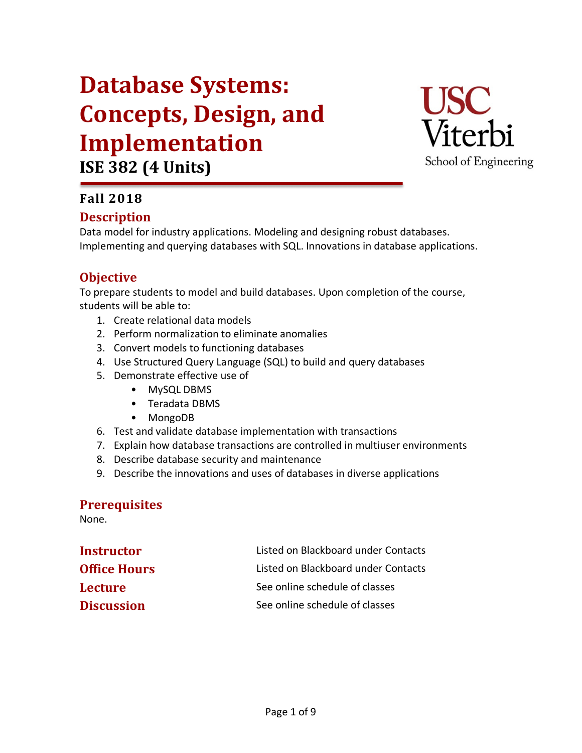# Database Systems: Concepts, Design, and Implementation

## ISE 382 (4 Units)

### Fall 2018

## Description

Data model for industry applications. Modeling and designing robust databases. Implementing and querying databases with SQL. Innovations in database applications.

## Objective

To prepare students to model and build databases. Upon completion of the course, students will be able to:

1. Create relational data models
2. Perform normalization to eliminate anomalies
3. Convert models to functioning databases
4. Use Structured Query Language (SQL) to build and query databases
5. Demonstrate effective use of
   - MySQL DBMS
   - Teradata DBMS
   - MongoDB
6. Test and validate database implementation with transactions
7. Explain how database transactions are controlled in multiuser environments
8. Describe database security and maintenance
9. Describe the innovations and uses of databases in diverse applications

## Prerequisites

None.

| | |
|---|---|
| **Instructor** | Listed on Blackboard under Contacts |
| **Office Hours** | Listed on Blackboard under Contacts |
| **Lecture** | See online schedule of classes |
| **Discussion** | See online schedule of classes |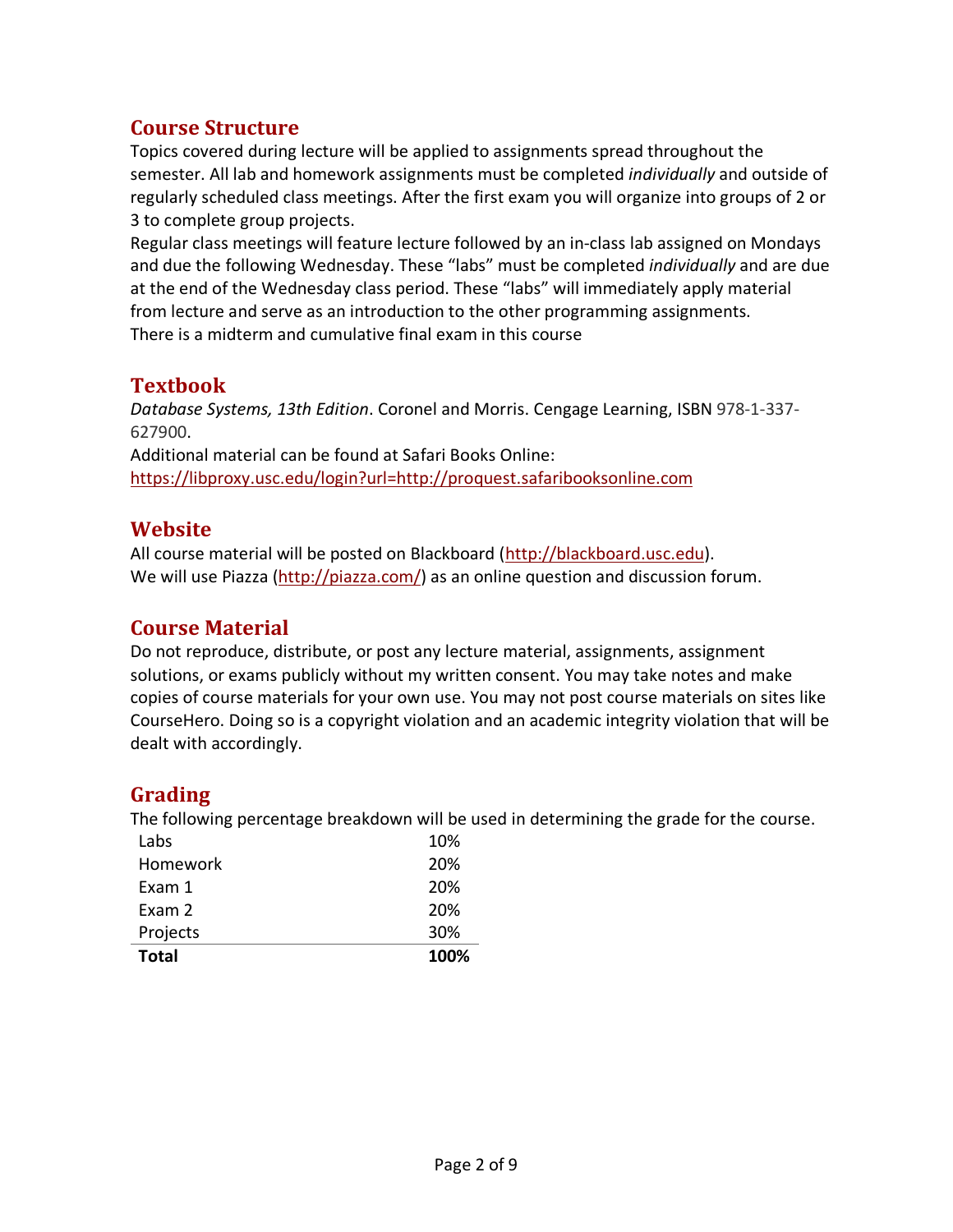## Course Structure

Topics covered during lecture will be applied to assignments spread throughout the semester. All lab and homework assignments must be completed *individually* and outside of regularly scheduled class meetings. After the first exam you will organize into groups of 2 or 3 to complete group projects.

Regular class meetings will feature lecture followed by an in-class lab assigned on Mondays and due the following Wednesday. These "labs" must be completed *individually* and are due at the end of the Wednesday class period. These "labs" will immediately apply material from lecture and serve as an introduction to the other programming assignments.

There is a midterm and cumulative final exam in this course

## Textbook

*Database Systems, 13th Edition*. Coronel and Morris. Cengage Learning, ISBN 978-1-337-627900.

Additional material can be found at Safari Books Online:
https://libproxy.usc.edu/login?url=http://proquest.safaribooksonline.com

## Website

All course material will be posted on Blackboard (http://blackboard.usc.edu).
We will use Piazza (http://piazza.com/) as an online question and discussion forum.

## Course Material

Do not reproduce, distribute, or post any lecture material, assignments, assignment solutions, or exams publicly without my written consent. You may take notes and make copies of course materials for your own use. You may not post course materials on sites like CourseHero. Doing so is a copyright violation and an academic integrity violation that will be dealt with accordingly.

## Grading

The following percentage breakdown will be used in determining the grade for the course.

| | |
|---|---|
| Labs | 10% |
| Homework | 20% |
| Exam 1 | 20% |
| Exam 2 | 20% |
| Projects | 30% |
| **Total** | **100%** |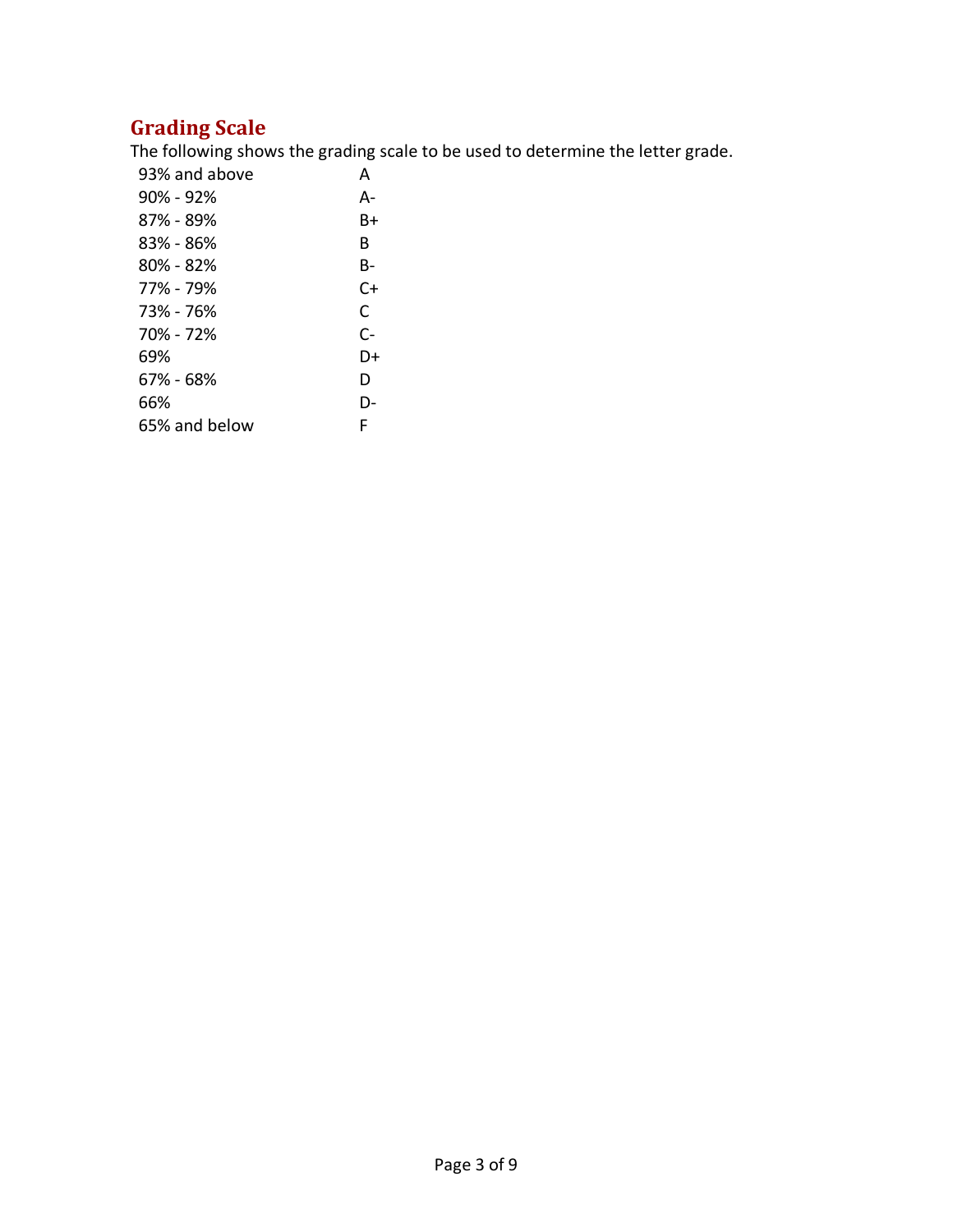## Grading Scale

The following shows the grading scale to be used to determine the letter grade.

| | |
|---|---|
| 93% and above | A |
| 90% - 92% | A- |
| 87% - 89% | B+ |
| 83% - 86% | B |
| 80% - 82% | B- |
| 77% - 79% | C+ |
| 73% - 76% | C |
| 70% - 72% | C- |
| 69% | D+ |
| 67% - 68% | D |
| 66% | D- |
| 65% and below | F |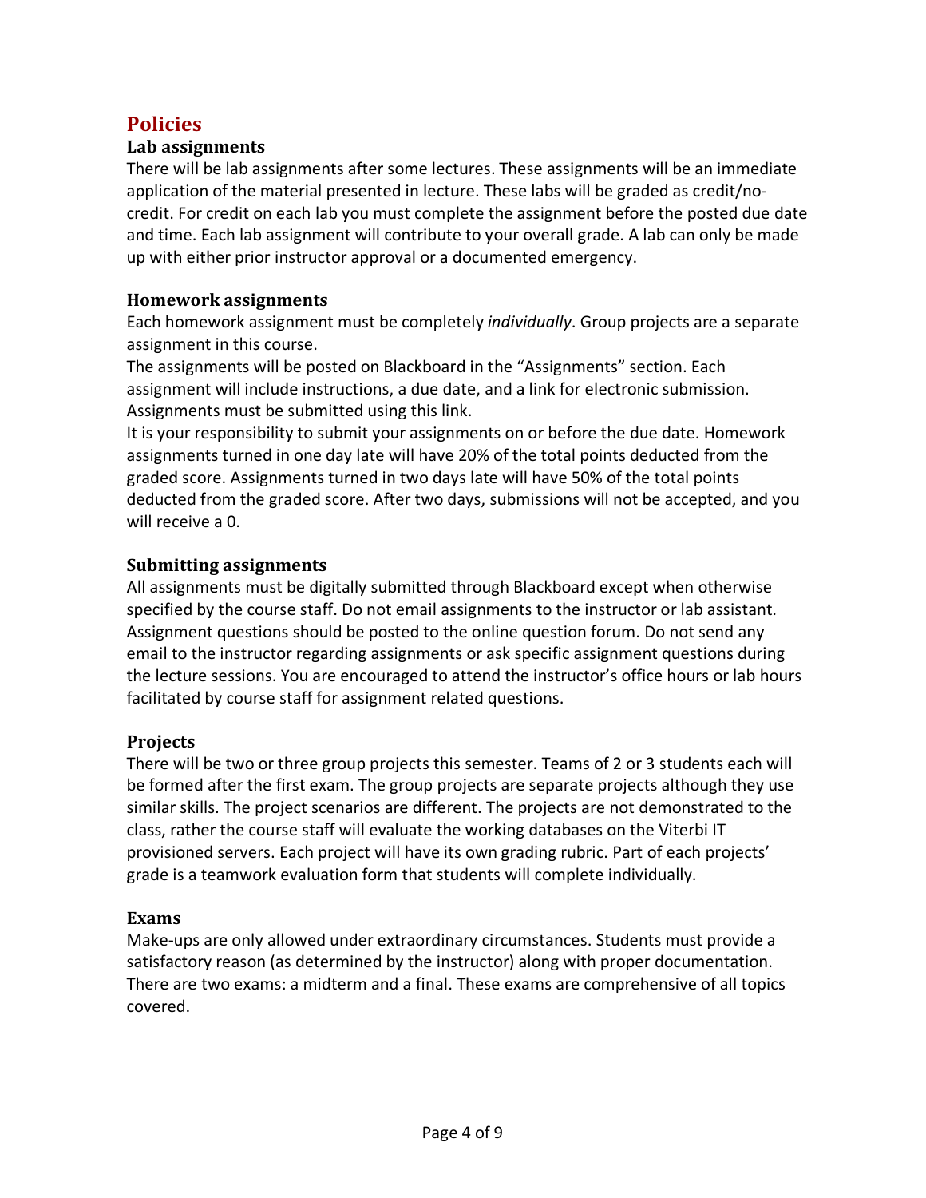## Policies

### Lab assignments

There will be lab assignments after some lectures. These assignments will be an immediate application of the material presented in lecture. These labs will be graded as credit/no-credit. For credit on each lab you must complete the assignment before the posted due date and time. Each lab assignment will contribute to your overall grade. A lab can only be made up with either prior instructor approval or a documented emergency.

### Homework assignments

Each homework assignment must be completely *individually*. Group projects are a separate assignment in this course.

The assignments will be posted on Blackboard in the "Assignments" section. Each assignment will include instructions, a due date, and a link for electronic submission. Assignments must be submitted using this link.

It is your responsibility to submit your assignments on or before the due date. Homework assignments turned in one day late will have 20% of the total points deducted from the graded score. Assignments turned in two days late will have 50% of the total points deducted from the graded score. After two days, submissions will not be accepted, and you will receive a 0.

### Submitting assignments

All assignments must be digitally submitted through Blackboard except when otherwise specified by the course staff. Do not email assignments to the instructor or lab assistant. Assignment questions should be posted to the online question forum. Do not send any email to the instructor regarding assignments or ask specific assignment questions during the lecture sessions. You are encouraged to attend the instructor's office hours or lab hours facilitated by course staff for assignment related questions.

### Projects

There will be two or three group projects this semester. Teams of 2 or 3 students each will be formed after the first exam. The group projects are separate projects although they use similar skills. The project scenarios are different. The projects are not demonstrated to the class, rather the course staff will evaluate the working databases on the Viterbi IT provisioned servers. Each project will have its own grading rubric. Part of each projects' grade is a teamwork evaluation form that students will complete individually.

### Exams

Make-ups are only allowed under extraordinary circumstances. Students must provide a satisfactory reason (as determined by the instructor) along with proper documentation. There are two exams: a midterm and a final. These exams are comprehensive of all topics covered.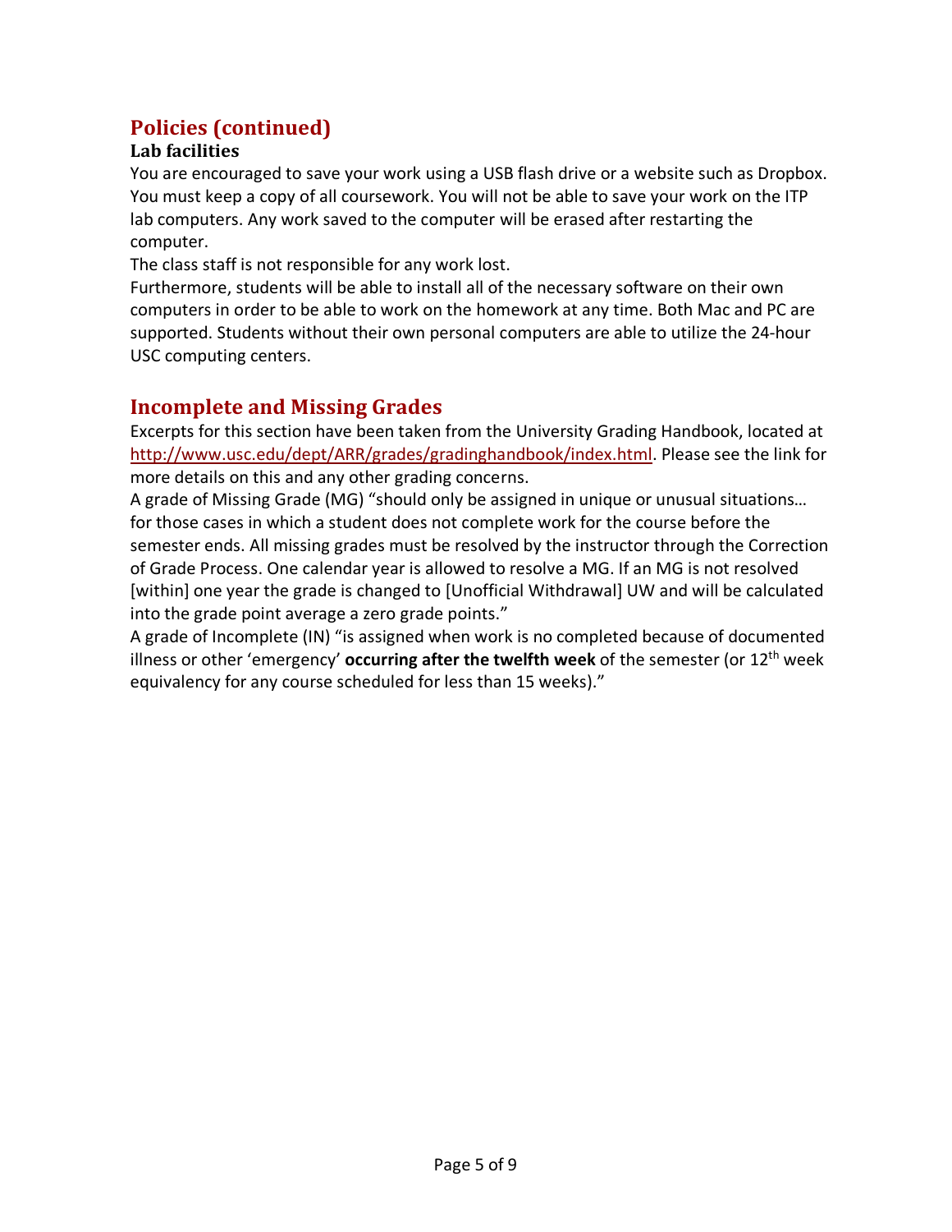## Policies (continued)

### Lab facilities

You are encouraged to save your work using a USB flash drive or a website such as Dropbox. You must keep a copy of all coursework. You will not be able to save your work on the ITP lab computers. Any work saved to the computer will be erased after restarting the computer.

The class staff is not responsible for any work lost.

Furthermore, students will be able to install all of the necessary software on their own computers in order to be able to work on the homework at any time. Both Mac and PC are supported. Students without their own personal computers are able to utilize the 24-hour USC computing centers.

## Incomplete and Missing Grades

Excerpts for this section have been taken from the University Grading Handbook, located at http://www.usc.edu/dept/ARR/grades/gradinghandbook/index.html. Please see the link for more details on this and any other grading concerns.

A grade of Missing Grade (MG) "should only be assigned in unique or unusual situations… for those cases in which a student does not complete work for the course before the semester ends. All missing grades must be resolved by the instructor through the Correction of Grade Process. One calendar year is allowed to resolve a MG. If an MG is not resolved [within] one year the grade is changed to [Unofficial Withdrawal] UW and will be calculated into the grade point average a zero grade points."

A grade of Incomplete (IN) "is assigned when work is no completed because of documented illness or other 'emergency' **occurring after the twelfth week** of the semester (or 12th week equivalency for any course scheduled for less than 15 weeks)."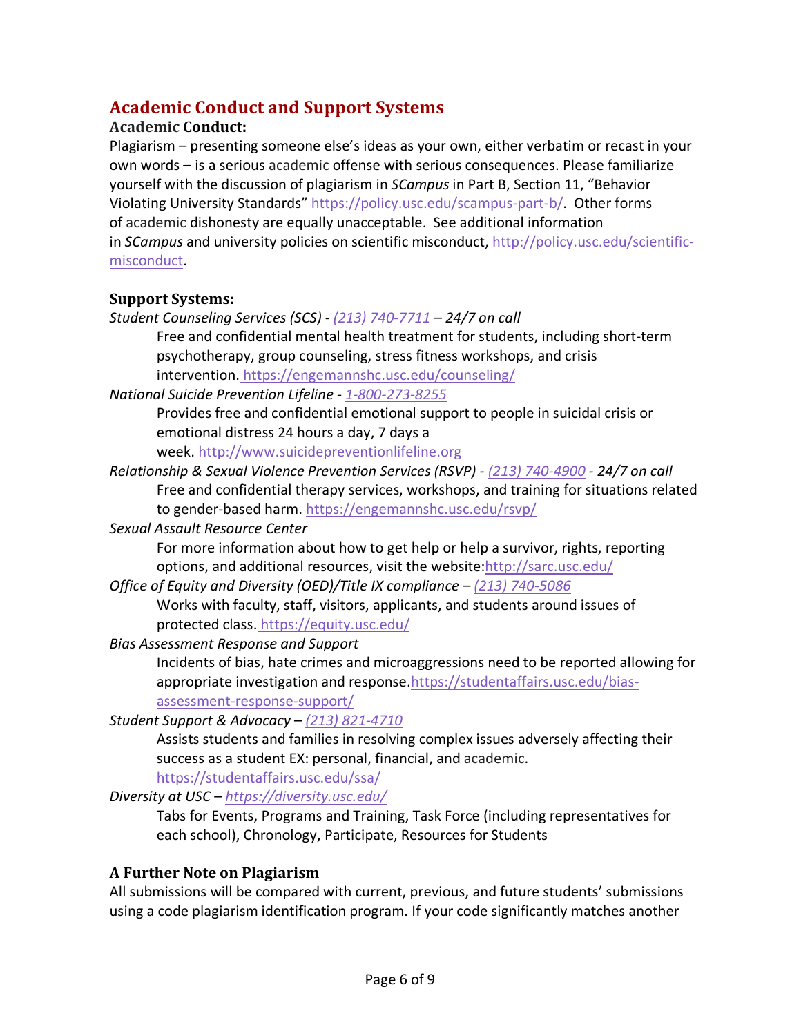## Academic Conduct and Support Systems

### Academic Conduct:

Plagiarism – presenting someone else's ideas as your own, either verbatim or recast in your own words – is a serious academic offense with serious consequences. Please familiarize yourself with the discussion of plagiarism in *SCampus* in Part B, Section 11, "Behavior Violating University Standards" https://policy.usc.edu/scampus-part-b/. Other forms of academic dishonesty are equally unacceptable. See additional information in *SCampus* and university policies on scientific misconduct, http://policy.usc.edu/scientific-misconduct.

### Support Systems:

*Student Counseling Services (SCS) - (213) 740-7711 – 24/7 on call*

Free and confidential mental health treatment for students, including short-term psychotherapy, group counseling, stress fitness workshops, and crisis intervention. https://engemannshc.usc.edu/counseling/

*National Suicide Prevention Lifeline - 1-800-273-8255*

Provides free and confidential emotional support to people in suicidal crisis or emotional distress 24 hours a day, 7 days a week. http://www.suicidepreventionlifeline.org

*Relationship & Sexual Violence Prevention Services (RSVP) - (213) 740-4900 - 24/7 on call*

Free and confidential therapy services, workshops, and training for situations related to gender-based harm. https://engemannshc.usc.edu/rsvp/

*Sexual Assault Resource Center*

For more information about how to get help or help a survivor, rights, reporting options, and additional resources, visit the website:http://sarc.usc.edu/

*Office of Equity and Diversity (OED)/Title IX compliance – (213) 740-5086*

Works with faculty, staff, visitors, applicants, and students around issues of protected class. https://equity.usc.edu/

*Bias Assessment Response and Support*

Incidents of bias, hate crimes and microaggressions need to be reported allowing for appropriate investigation and response.https://studentaffairs.usc.edu/bias-assessment-response-support/

*Student Support & Advocacy – (213) 821-4710*

Assists students and families in resolving complex issues adversely affecting their success as a student EX: personal, financial, and academic. https://studentaffairs.usc.edu/ssa/

*Diversity at USC – https://diversity.usc.edu/*

Tabs for Events, Programs and Training, Task Force (including representatives for each school), Chronology, Participate, Resources for Students

### A Further Note on Plagiarism

All submissions will be compared with current, previous, and future students' submissions using a code plagiarism identification program. If your code significantly matches another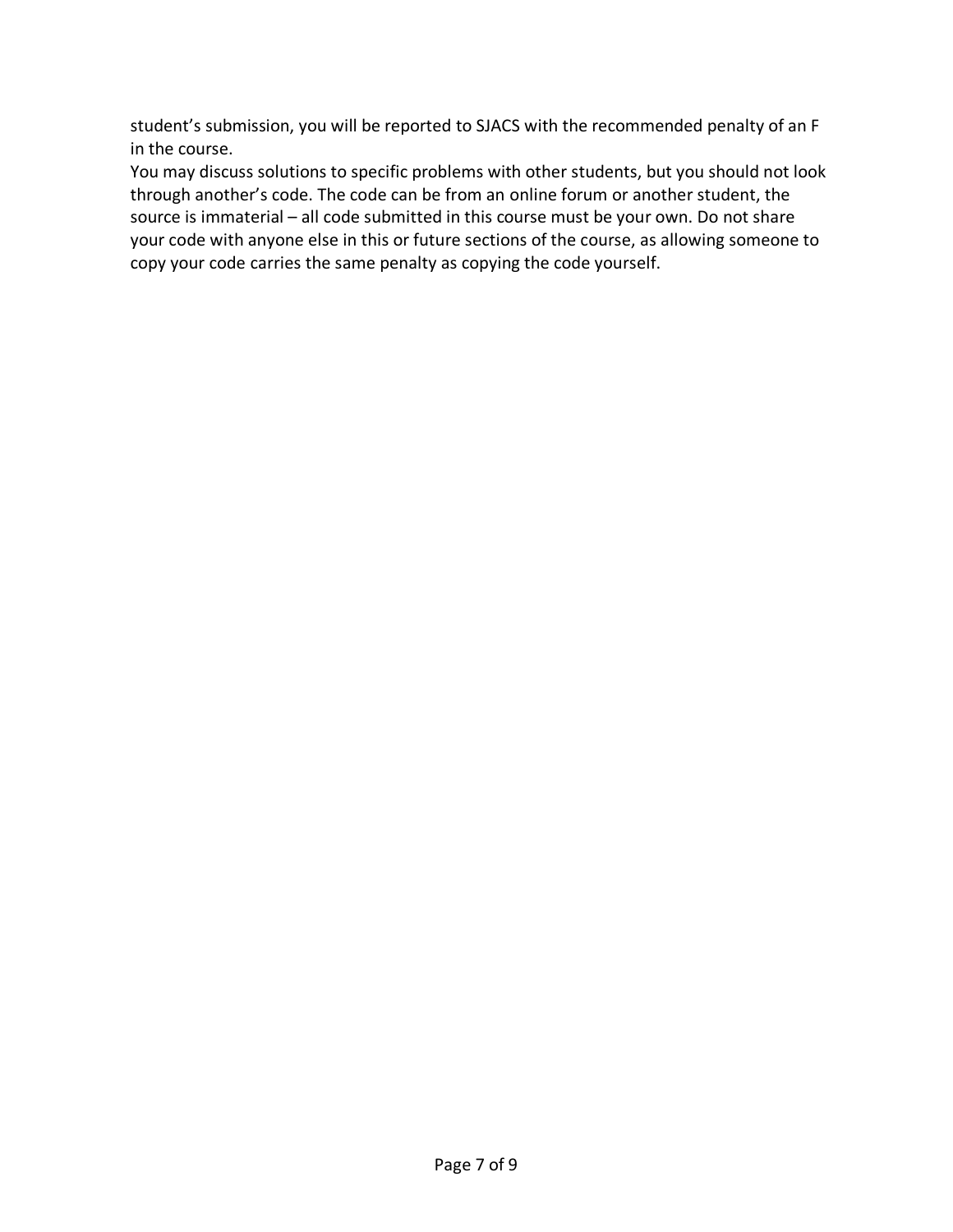student’s submission, you will be reported to SJACS with the recommended penalty of an F in the course.

You may discuss solutions to specific problems with other students, but you should not look through another’s code. The code can be from an online forum or another student, the source is immaterial – all code submitted in this course must be your own. Do not share your code with anyone else in this or future sections of the course, as allowing someone to copy your code carries the same penalty as copying the code yourself.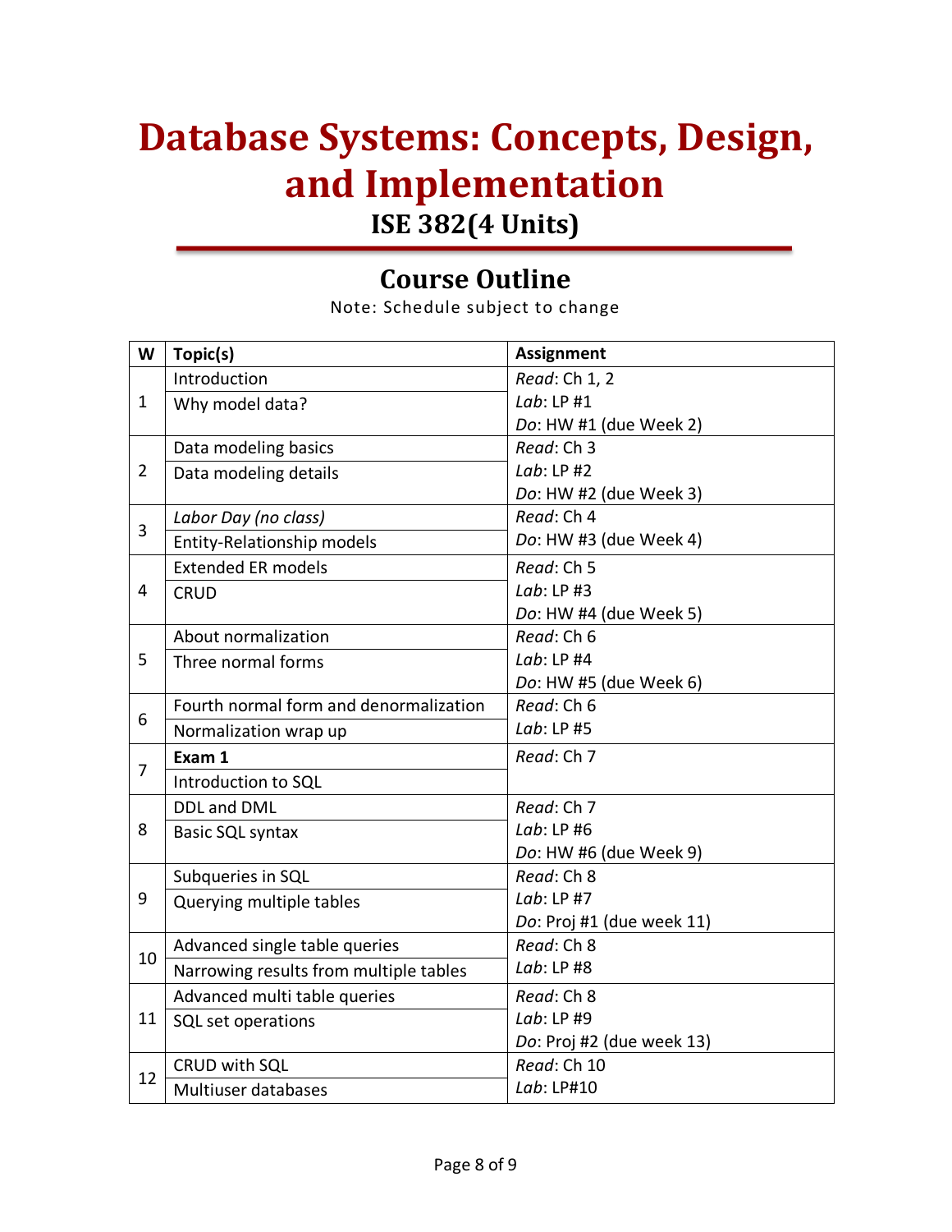# Database Systems: Concepts, Design, and Implementation

## ISE 382(4 Units)

## Course Outline

Note: Schedule subject to change

| W | Topic(s) | Assignment |
|---|---|---|
| 1 | Introduction<br>Why model data? | *Read*: Ch 1, 2<br>*Lab*: LP #1<br>*Do*: HW #1 (due Week 2) |
| 2 | Data modeling basics<br>Data modeling details | *Read*: Ch 3<br>*Lab*: LP #2<br>*Do*: HW #2 (due Week 3) |
| 3 | *Labor Day (no class)*<br>Entity-Relationship models | *Read*: Ch 4<br>*Do*: HW #3 (due Week 4) |
| 4 | Extended ER models<br>CRUD | *Read*: Ch 5<br>*Lab*: LP #3<br>*Do*: HW #4 (due Week 5) |
| 5 | About normalization<br>Three normal forms | *Read*: Ch 6<br>*Lab*: LP #4<br>*Do*: HW #5 (due Week 6) |
| 6 | Fourth normal form and denormalization<br>Normalization wrap up | *Read*: Ch 6<br>*Lab*: LP #5 |
| 7 | **Exam 1**<br>Introduction to SQL | *Read*: Ch 7 |
| 8 | DDL and DML<br>Basic SQL syntax | *Read*: Ch 7<br>*Lab*: LP #6<br>*Do*: HW #6 (due Week 9) |
| 9 | Subqueries in SQL<br>Querying multiple tables | *Read*: Ch 8<br>*Lab*: LP #7<br>*Do*: Proj #1 (due week 11) |
| 10 | Advanced single table queries<br>Narrowing results from multiple tables | *Read*: Ch 8<br>*Lab*: LP #8 |
| 11 | Advanced multi table queries<br>SQL set operations | *Read*: Ch 8<br>*Lab*: LP #9<br>*Do*: Proj #2 (due week 13) |
| 12 | CRUD with SQL<br>Multiuser databases | *Read*: Ch 10<br>*Lab*: LP#10 |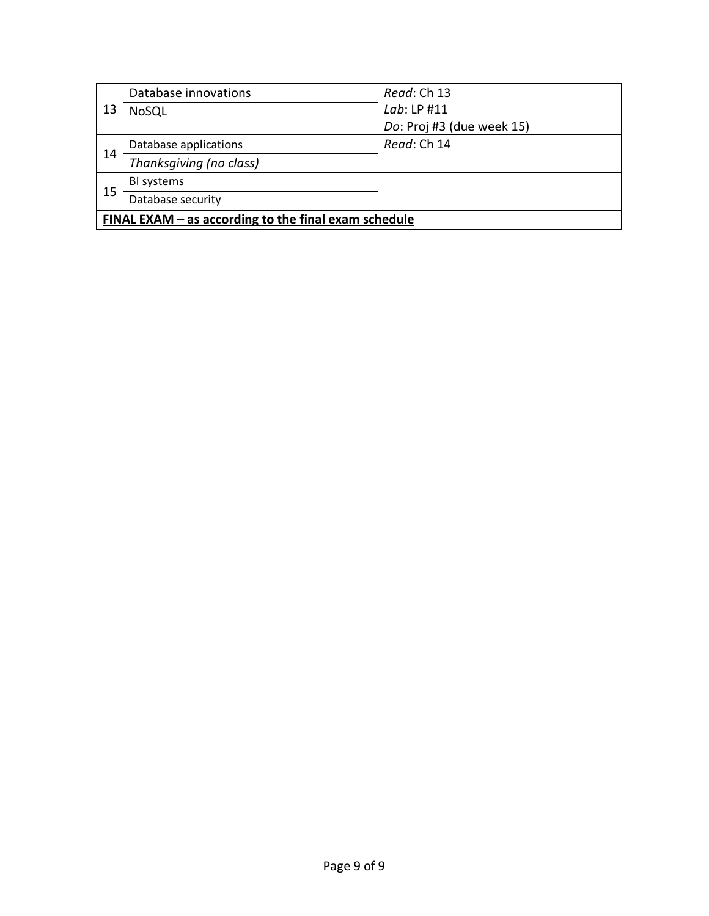| | | |
|---|---|---|
| 13 | Database innovations | *Read*: Ch 13 |
| | NoSQL | *Lab*: LP #11<br>*Do*: Proj #3 (due week 15) |
| 14 | Database applications | *Read*: Ch 14 |
| | *Thanksgiving (no class)* | |
| 15 | BI systems | |
| | Database security | |
| **FINAL EXAM – as according to the final exam schedule** | | |